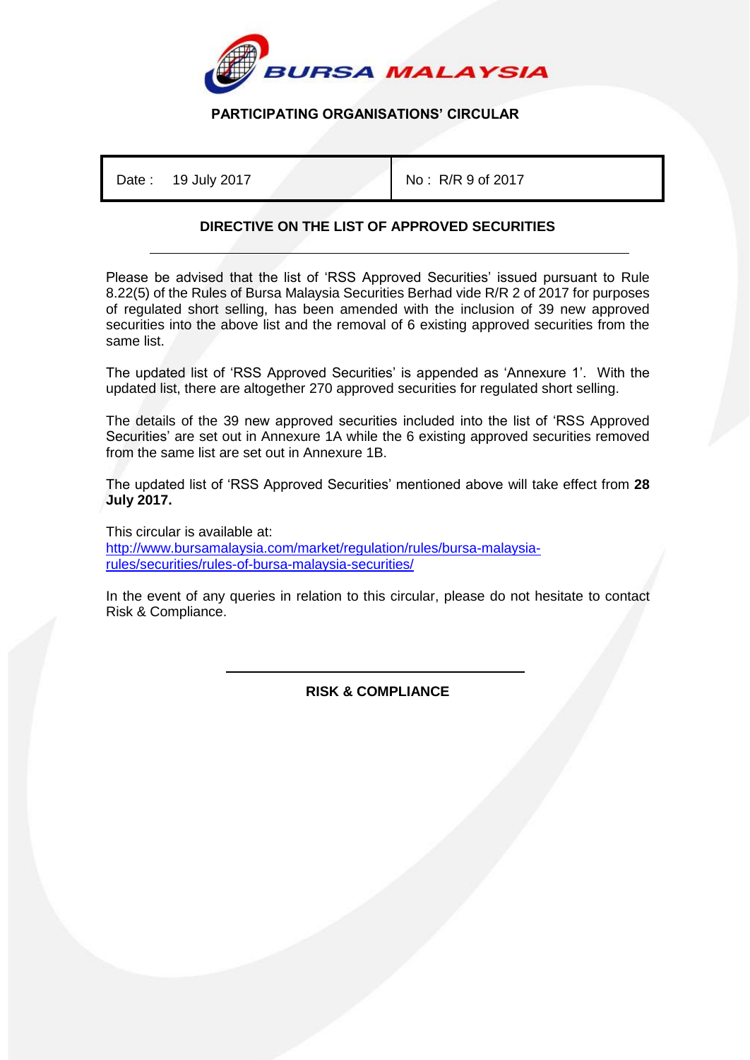**BURSA MALAYSIA**

## PARTICIPATING ORGANISATIONS' CIRCULAR

| Date : 19 July 2017 | No : R/R 9 of 2017 |
| --- | --- |

### DIRECTIVE ON THE LIST OF APPROVED SECURITIES

Please be advised that the list of 'RSS Approved Securities' issued pursuant to Rule 8.22(5) of the Rules of Bursa Malaysia Securities Berhad vide R/R 2 of 2017 for purposes of regulated short selling, has been amended with the inclusion of 39 new approved securities into the above list and the removal of 6 existing approved securities from the same list.

The updated list of 'RSS Approved Securities' is appended as 'Annexure 1'. With the updated list, there are altogether 270 approved securities for regulated short selling.

The details of the 39 new approved securities included into the list of 'RSS Approved Securities' are set out in Annexure 1A while the 6 existing approved securities removed from the same list are set out in Annexure 1B.

The updated list of 'RSS Approved Securities' mentioned above will take effect from **28 July 2017.**

This circular is available at:
http://www.bursamalaysia.com/market/regulation/rules/bursa-malaysia-rules/securities/rules-of-bursa-malaysia-securities/

In the event of any queries in relation to this circular, please do not hesitate to contact Risk & Compliance.

**RISK & COMPLIANCE**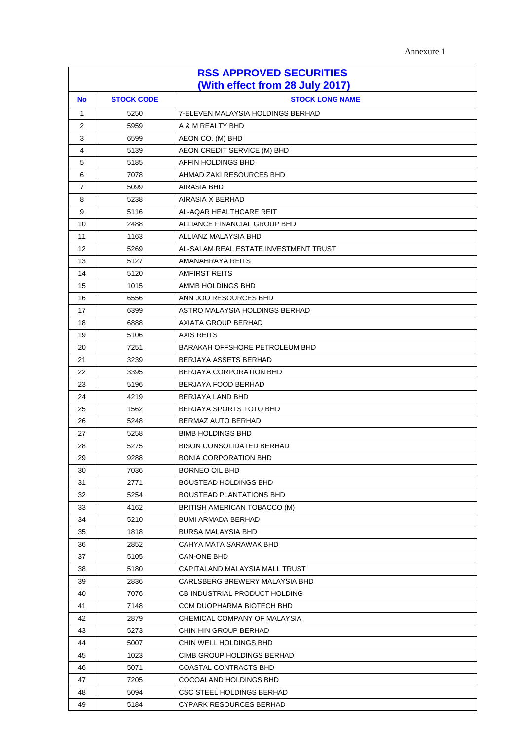Annexure 1

| RSS APPROVED SECURITIES (With effect from 28 July 2017) | | |
|---|---|---|
| **No** | **STOCK CODE** | **STOCK LONG NAME** |
| 1 | 5250 | 7-ELEVEN MALAYSIA HOLDINGS BERHAD |
| 2 | 5959 | A & M REALTY BHD |
| 3 | 6599 | AEON CO. (M) BHD |
| 4 | 5139 | AEON CREDIT SERVICE (M) BHD |
| 5 | 5185 | AFFIN HOLDINGS BHD |
| 6 | 7078 | AHMAD ZAKI RESOURCES BHD |
| 7 | 5099 | AIRASIA BHD |
| 8 | 5238 | AIRASIA X BERHAD |
| 9 | 5116 | AL-AQAR HEALTHCARE REIT |
| 10 | 2488 | ALLIANCE FINANCIAL GROUP BHD |
| 11 | 1163 | ALLIANZ MALAYSIA BHD |
| 12 | 5269 | AL-SALAM REAL ESTATE INVESTMENT TRUST |
| 13 | 5127 | AMANAHRAYA REITS |
| 14 | 5120 | AMFIRST REITS |
| 15 | 1015 | AMMB HOLDINGS BHD |
| 16 | 6556 | ANN JOO RESOURCES BHD |
| 17 | 6399 | ASTRO MALAYSIA HOLDINGS BERHAD |
| 18 | 6888 | AXIATA GROUP BERHAD |
| 19 | 5106 | AXIS REITS |
| 20 | 7251 | BARAKAH OFFSHORE PETROLEUM BHD |
| 21 | 3239 | BERJAYA ASSETS BERHAD |
| 22 | 3395 | BERJAYA CORPORATION BHD |
| 23 | 5196 | BERJAYA FOOD BERHAD |
| 24 | 4219 | BERJAYA LAND BHD |
| 25 | 1562 | BERJAYA SPORTS TOTO BHD |
| 26 | 5248 | BERMAZ AUTO BERHAD |
| 27 | 5258 | BIMB HOLDINGS BHD |
| 28 | 5275 | BISON CONSOLIDATED BERHAD |
| 29 | 9288 | BONIA CORPORATION BHD |
| 30 | 7036 | BORNEO OIL BHD |
| 31 | 2771 | BOUSTEAD HOLDINGS BHD |
| 32 | 5254 | BOUSTEAD PLANTATIONS BHD |
| 33 | 4162 | BRITISH AMERICAN TOBACCO (M) |
| 34 | 5210 | BUMI ARMADA BERHAD |
| 35 | 1818 | BURSA MALAYSIA BHD |
| 36 | 2852 | CAHYA MATA SARAWAK BHD |
| 37 | 5105 | CAN-ONE BHD |
| 38 | 5180 | CAPITALAND MALAYSIA MALL TRUST |
| 39 | 2836 | CARLSBERG BREWERY MALAYSIA BHD |
| 40 | 7076 | CB INDUSTRIAL PRODUCT HOLDING |
| 41 | 7148 | CCM DUOPHARMA BIOTECH BHD |
| 42 | 2879 | CHEMICAL COMPANY OF MALAYSIA |
| 43 | 5273 | CHIN HIN GROUP BERHAD |
| 44 | 5007 | CHIN WELL HOLDINGS BHD |
| 45 | 1023 | CIMB GROUP HOLDINGS BERHAD |
| 46 | 5071 | COASTAL CONTRACTS BHD |
| 47 | 7205 | COCOALAND HOLDINGS BHD |
| 48 | 5094 | CSC STEEL HOLDINGS BERHAD |
| 49 | 5184 | CYPARK RESOURCES BERHAD |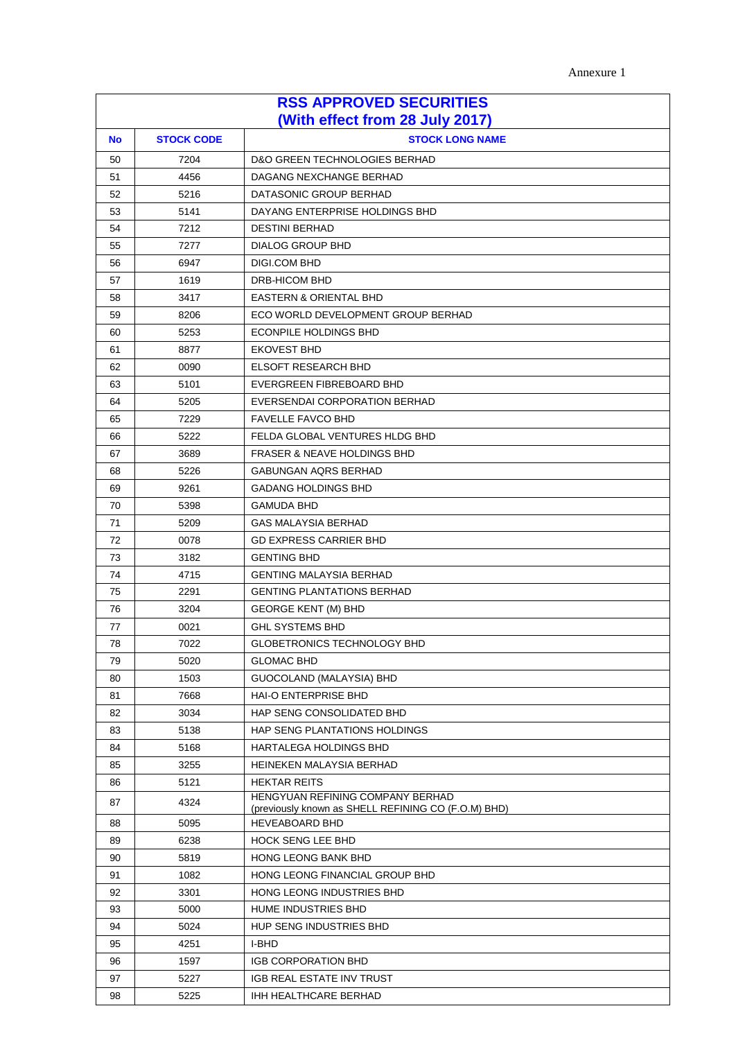Annexure 1

| RSS APPROVED SECURITIES (With effect from 28 July 2017) | | |
|---|---|---|
| **No** | **STOCK CODE** | **STOCK LONG NAME** |
| 50 | 7204 | D&O GREEN TECHNOLOGIES BERHAD |
| 51 | 4456 | DAGANG NEXCHANGE BERHAD |
| 52 | 5216 | DATASONIC GROUP BERHAD |
| 53 | 5141 | DAYANG ENTERPRISE HOLDINGS BHD |
| 54 | 7212 | DESTINI BERHAD |
| 55 | 7277 | DIALOG GROUP BHD |
| 56 | 6947 | DIGI.COM BHD |
| 57 | 1619 | DRB-HICOM BHD |
| 58 | 3417 | EASTERN & ORIENTAL BHD |
| 59 | 8206 | ECO WORLD DEVELOPMENT GROUP BERHAD |
| 60 | 5253 | ECONPILE HOLDINGS BHD |
| 61 | 8877 | EKOVEST BHD |
| 62 | 0090 | ELSOFT RESEARCH BHD |
| 63 | 5101 | EVERGREEN FIBREBOARD BHD |
| 64 | 5205 | EVERSENDAI CORPORATION BERHAD |
| 65 | 7229 | FAVELLE FAVCO BHD |
| 66 | 5222 | FELDA GLOBAL VENTURES HLDG BHD |
| 67 | 3689 | FRASER & NEAVE HOLDINGS BHD |
| 68 | 5226 | GABUNGAN AQRS BERHAD |
| 69 | 9261 | GADANG HOLDINGS BHD |
| 70 | 5398 | GAMUDA BHD |
| 71 | 5209 | GAS MALAYSIA BERHAD |
| 72 | 0078 | GD EXPRESS CARRIER BHD |
| 73 | 3182 | GENTING BHD |
| 74 | 4715 | GENTING MALAYSIA BERHAD |
| 75 | 2291 | GENTING PLANTATIONS BERHAD |
| 76 | 3204 | GEORGE KENT (M) BHD |
| 77 | 0021 | GHL SYSTEMS BHD |
| 78 | 7022 | GLOBETRONICS TECHNOLOGY BHD |
| 79 | 5020 | GLOMAC BHD |
| 80 | 1503 | GUOCOLAND (MALAYSIA) BHD |
| 81 | 7668 | HAI-O ENTERPRISE BHD |
| 82 | 3034 | HAP SENG CONSOLIDATED BHD |
| 83 | 5138 | HAP SENG PLANTATIONS HOLDINGS |
| 84 | 5168 | HARTALEGA HOLDINGS BHD |
| 85 | 3255 | HEINEKEN MALAYSIA BERHAD |
| 86 | 5121 | HEKTAR REITS |
| 87 | 4324 | HENGYUAN REFINING COMPANY BERHAD (previously known as SHELL REFINING CO (F.O.M) BHD) |
| 88 | 5095 | HEVEABOARD BHD |
| 89 | 6238 | HOCK SENG LEE BHD |
| 90 | 5819 | HONG LEONG BANK BHD |
| 91 | 1082 | HONG LEONG FINANCIAL GROUP BHD |
| 92 | 3301 | HONG LEONG INDUSTRIES BHD |
| 93 | 5000 | HUME INDUSTRIES BHD |
| 94 | 5024 | HUP SENG INDUSTRIES BHD |
| 95 | 4251 | I-BHD |
| 96 | 1597 | IGB CORPORATION BHD |
| 97 | 5227 | IGB REAL ESTATE INV TRUST |
| 98 | 5225 | IHH HEALTHCARE BERHAD |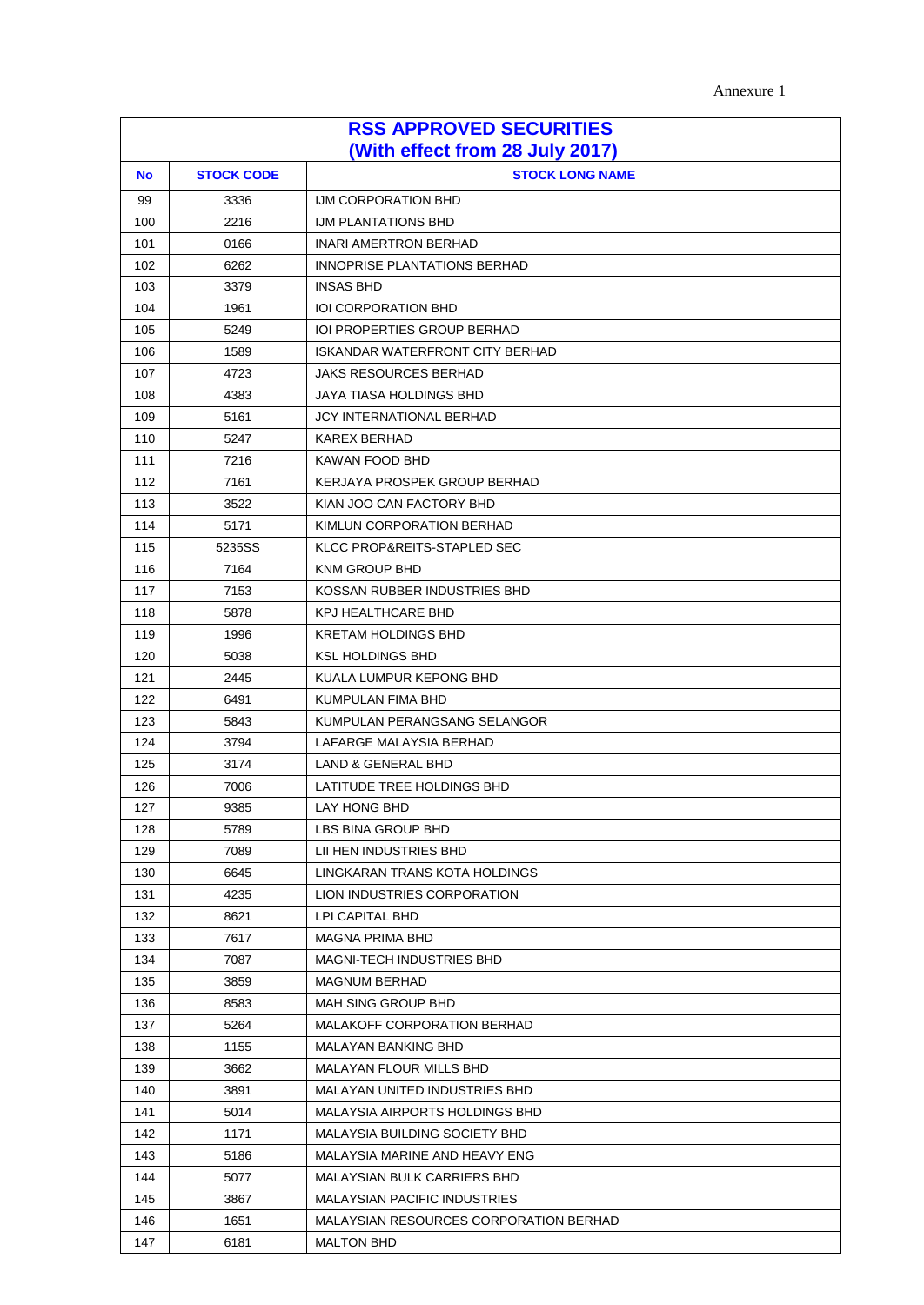Annexure 1

| RSS APPROVED SECURITIES (With effect from 28 July 2017) | | |
|---|---|---|
| **No** | **STOCK CODE** | **STOCK LONG NAME** |
| 99 | 3336 | IJM CORPORATION BHD |
| 100 | 2216 | IJM PLANTATIONS BHD |
| 101 | 0166 | INARI AMERTRON BERHAD |
| 102 | 6262 | INNOPRISE PLANTATIONS BERHAD |
| 103 | 3379 | INSAS BHD |
| 104 | 1961 | IOI CORPORATION BHD |
| 105 | 5249 | IOI PROPERTIES GROUP BERHAD |
| 106 | 1589 | ISKANDAR WATERFRONT CITY BERHAD |
| 107 | 4723 | JAKS RESOURCES BERHAD |
| 108 | 4383 | JAYA TIASA HOLDINGS BHD |
| 109 | 5161 | JCY INTERNATIONAL BERHAD |
| 110 | 5247 | KAREX BERHAD |
| 111 | 7216 | KAWAN FOOD BHD |
| 112 | 7161 | KERJAYA PROSPEK GROUP BERHAD |
| 113 | 3522 | KIAN JOO CAN FACTORY BHD |
| 114 | 5171 | KIMLUN CORPORATION BERHAD |
| 115 | 5235SS | KLCC PROP&REITS-STAPLED SEC |
| 116 | 7164 | KNM GROUP BHD |
| 117 | 7153 | KOSSAN RUBBER INDUSTRIES BHD |
| 118 | 5878 | KPJ HEALTHCARE BHD |
| 119 | 1996 | KRETAM HOLDINGS BHD |
| 120 | 5038 | KSL HOLDINGS BHD |
| 121 | 2445 | KUALA LUMPUR KEPONG BHD |
| 122 | 6491 | KUMPULAN FIMA BHD |
| 123 | 5843 | KUMPULAN PERANGSANG SELANGOR |
| 124 | 3794 | LAFARGE MALAYSIA BERHAD |
| 125 | 3174 | LAND & GENERAL BHD |
| 126 | 7006 | LATITUDE TREE HOLDINGS BHD |
| 127 | 9385 | LAY HONG BHD |
| 128 | 5789 | LBS BINA GROUP BHD |
| 129 | 7089 | LII HEN INDUSTRIES BHD |
| 130 | 6645 | LINGKARAN TRANS KOTA HOLDINGS |
| 131 | 4235 | LION INDUSTRIES CORPORATION |
| 132 | 8621 | LPI CAPITAL BHD |
| 133 | 7617 | MAGNA PRIMA BHD |
| 134 | 7087 | MAGNI-TECH INDUSTRIES BHD |
| 135 | 3859 | MAGNUM BERHAD |
| 136 | 8583 | MAH SING GROUP BHD |
| 137 | 5264 | MALAKOFF CORPORATION BERHAD |
| 138 | 1155 | MALAYAN BANKING BHD |
| 139 | 3662 | MALAYAN FLOUR MILLS BHD |
| 140 | 3891 | MALAYAN UNITED INDUSTRIES BHD |
| 141 | 5014 | MALAYSIA AIRPORTS HOLDINGS BHD |
| 142 | 1171 | MALAYSIA BUILDING SOCIETY BHD |
| 143 | 5186 | MALAYSIA MARINE AND HEAVY ENG |
| 144 | 5077 | MALAYSIAN BULK CARRIERS BHD |
| 145 | 3867 | MALAYSIAN PACIFIC INDUSTRIES |
| 146 | 1651 | MALAYSIAN RESOURCES CORPORATION BERHAD |
| 147 | 6181 | MALTON BHD |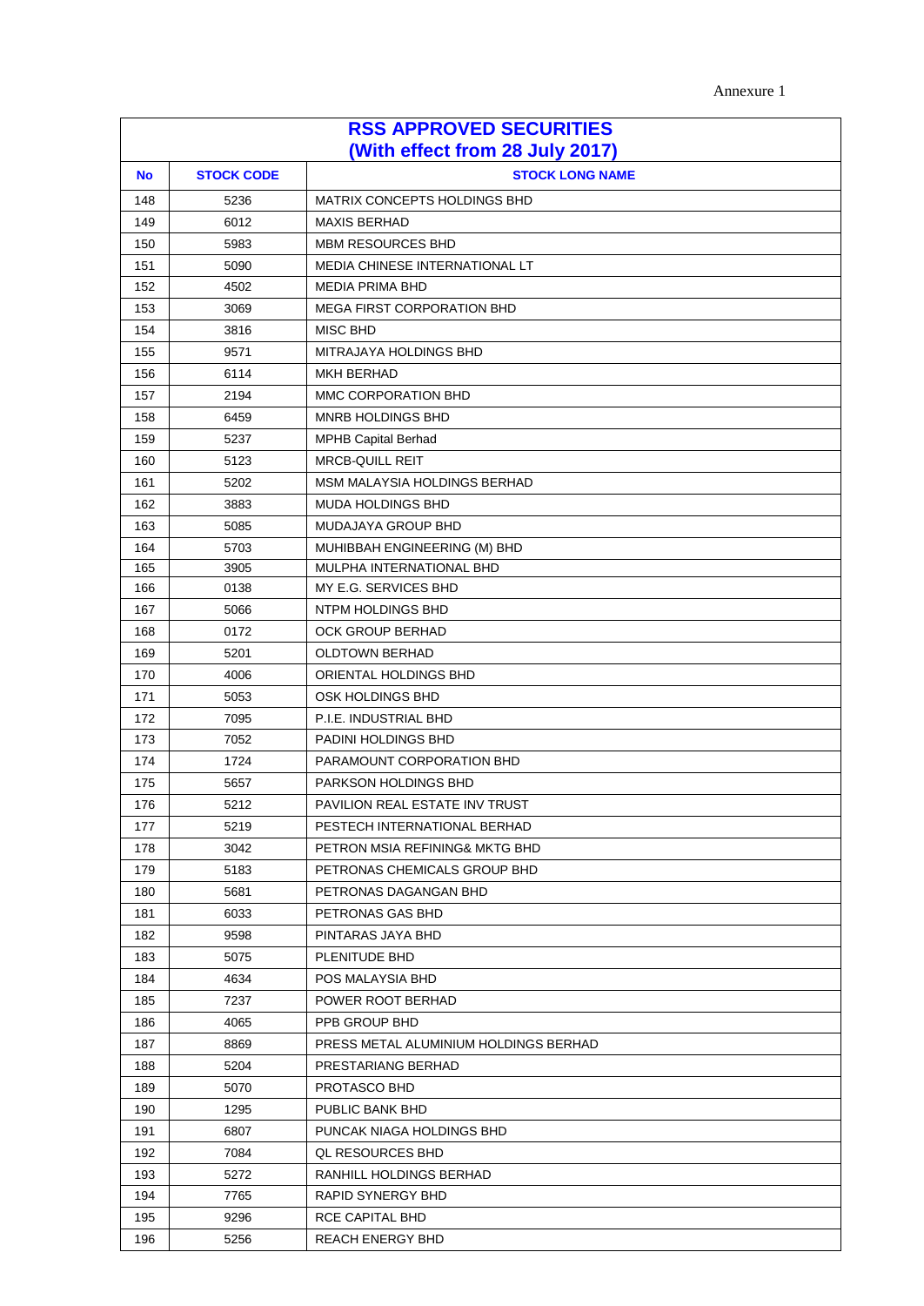Annexure 1

| RSS APPROVED SECURITIES (With effect from 28 July 2017) | | |
|---|---|---|
| **No** | **STOCK CODE** | **STOCK LONG NAME** |
| 148 | 5236 | MATRIX CONCEPTS HOLDINGS BHD |
| 149 | 6012 | MAXIS BERHAD |
| 150 | 5983 | MBM RESOURCES BHD |
| 151 | 5090 | MEDIA CHINESE INTERNATIONAL LT |
| 152 | 4502 | MEDIA PRIMA BHD |
| 153 | 3069 | MEGA FIRST CORPORATION BHD |
| 154 | 3816 | MISC BHD |
| 155 | 9571 | MITRAJAYA HOLDINGS BHD |
| 156 | 6114 | MKH BERHAD |
| 157 | 2194 | MMC CORPORATION BHD |
| 158 | 6459 | MNRB HOLDINGS BHD |
| 159 | 5237 | MPHB Capital Berhad |
| 160 | 5123 | MRCB-QUILL REIT |
| 161 | 5202 | MSM MALAYSIA HOLDINGS BERHAD |
| 162 | 3883 | MUDA HOLDINGS BHD |
| 163 | 5085 | MUDAJAYA GROUP BHD |
| 164 | 5703 | MUHIBBAH ENGINEERING (M) BHD |
| 165 | 3905 | MULPHA INTERNATIONAL BHD |
| 166 | 0138 | MY E.G. SERVICES BHD |
| 167 | 5066 | NTPM HOLDINGS BHD |
| 168 | 0172 | OCK GROUP BERHAD |
| 169 | 5201 | OLDTOWN BERHAD |
| 170 | 4006 | ORIENTAL HOLDINGS BHD |
| 171 | 5053 | OSK HOLDINGS BHD |
| 172 | 7095 | P.I.E. INDUSTRIAL BHD |
| 173 | 7052 | PADINI HOLDINGS BHD |
| 174 | 1724 | PARAMOUNT CORPORATION BHD |
| 175 | 5657 | PARKSON HOLDINGS BHD |
| 176 | 5212 | PAVILION REAL ESTATE INV TRUST |
| 177 | 5219 | PESTECH INTERNATIONAL BERHAD |
| 178 | 3042 | PETRON MSIA REFINING& MKTG BHD |
| 179 | 5183 | PETRONAS CHEMICALS GROUP BHD |
| 180 | 5681 | PETRONAS DAGANGAN BHD |
| 181 | 6033 | PETRONAS GAS BHD |
| 182 | 9598 | PINTARAS JAYA BHD |
| 183 | 5075 | PLENITUDE BHD |
| 184 | 4634 | POS MALAYSIA BHD |
| 185 | 7237 | POWER ROOT BERHAD |
| 186 | 4065 | PPB GROUP BHD |
| 187 | 8869 | PRESS METAL ALUMINIUM HOLDINGS BERHAD |
| 188 | 5204 | PRESTARIANG BERHAD |
| 189 | 5070 | PROTASCO BHD |
| 190 | 1295 | PUBLIC BANK BHD |
| 191 | 6807 | PUNCAK NIAGA HOLDINGS BHD |
| 192 | 7084 | QL RESOURCES BHD |
| 193 | 5272 | RANHILL HOLDINGS BERHAD |
| 194 | 7765 | RAPID SYNERGY BHD |
| 195 | 9296 | RCE CAPITAL BHD |
| 196 | 5256 | REACH ENERGY BHD |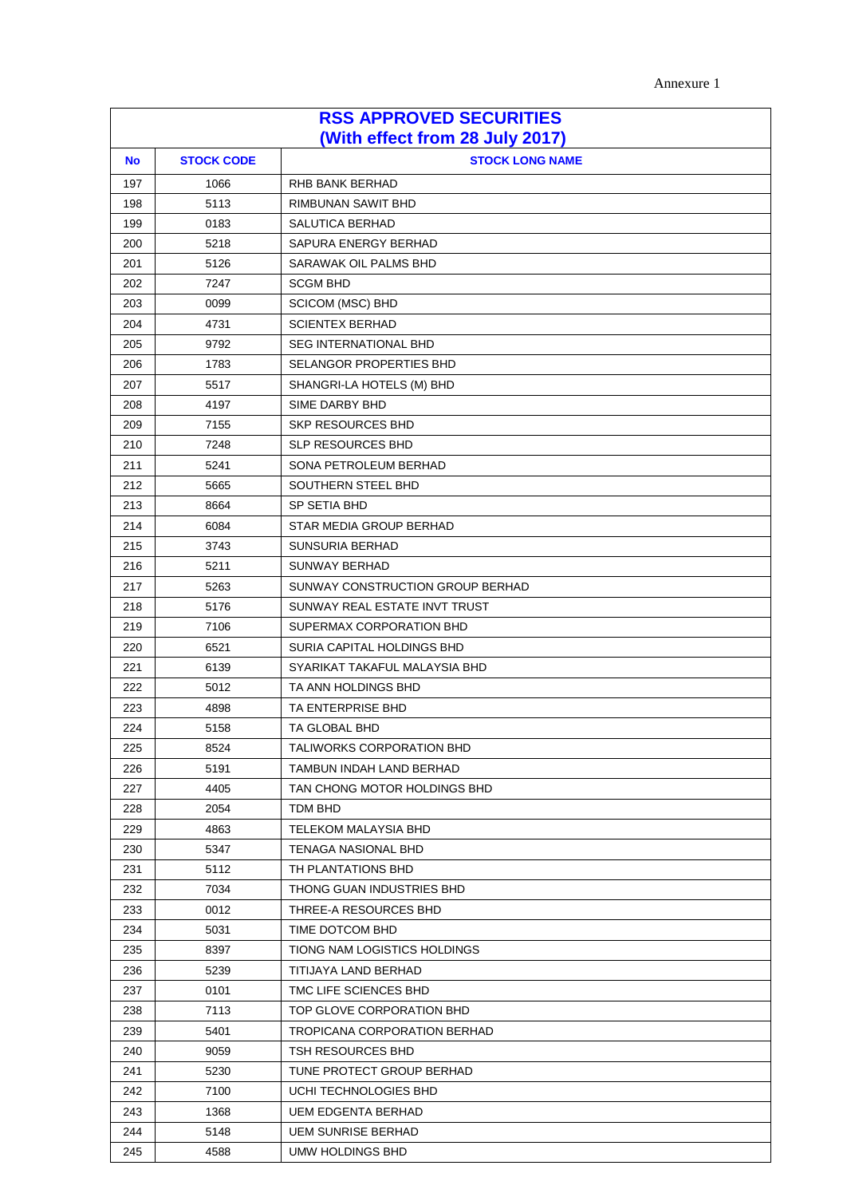Annexure 1

| RSS APPROVED SECURITIES (With effect from 28 July 2017) | | |
|---|---|---|
| **No** | **STOCK CODE** | **STOCK LONG NAME** |
| 197 | 1066 | RHB BANK BERHAD |
| 198 | 5113 | RIMBUNAN SAWIT BHD |
| 199 | 0183 | SALUTICA BERHAD |
| 200 | 5218 | SAPURA ENERGY BERHAD |
| 201 | 5126 | SARAWAK OIL PALMS BHD |
| 202 | 7247 | SCGM BHD |
| 203 | 0099 | SCICOM (MSC) BHD |
| 204 | 4731 | SCIENTEX BERHAD |
| 205 | 9792 | SEG INTERNATIONAL BHD |
| 206 | 1783 | SELANGOR PROPERTIES BHD |
| 207 | 5517 | SHANGRI-LA HOTELS (M) BHD |
| 208 | 4197 | SIME DARBY BHD |
| 209 | 7155 | SKP RESOURCES BHD |
| 210 | 7248 | SLP RESOURCES BHD |
| 211 | 5241 | SONA PETROLEUM BERHAD |
| 212 | 5665 | SOUTHERN STEEL BHD |
| 213 | 8664 | SP SETIA BHD |
| 214 | 6084 | STAR MEDIA GROUP BERHAD |
| 215 | 3743 | SUNSURIA BERHAD |
| 216 | 5211 | SUNWAY BERHAD |
| 217 | 5263 | SUNWAY CONSTRUCTION GROUP BERHAD |
| 218 | 5176 | SUNWAY REAL ESTATE INVT TRUST |
| 219 | 7106 | SUPERMAX CORPORATION BHD |
| 220 | 6521 | SURIA CAPITAL HOLDINGS BHD |
| 221 | 6139 | SYARIKAT TAKAFUL MALAYSIA BHD |
| 222 | 5012 | TA ANN HOLDINGS BHD |
| 223 | 4898 | TA ENTERPRISE BHD |
| 224 | 5158 | TA GLOBAL BHD |
| 225 | 8524 | TALIWORKS CORPORATION BHD |
| 226 | 5191 | TAMBUN INDAH LAND BERHAD |
| 227 | 4405 | TAN CHONG MOTOR HOLDINGS BHD |
| 228 | 2054 | TDM BHD |
| 229 | 4863 | TELEKOM MALAYSIA BHD |
| 230 | 5347 | TENAGA NASIONAL BHD |
| 231 | 5112 | TH PLANTATIONS BHD |
| 232 | 7034 | THONG GUAN INDUSTRIES BHD |
| 233 | 0012 | THREE-A RESOURCES BHD |
| 234 | 5031 | TIME DOTCOM BHD |
| 235 | 8397 | TIONG NAM LOGISTICS HOLDINGS |
| 236 | 5239 | TITIJAYA LAND BERHAD |
| 237 | 0101 | TMC LIFE SCIENCES BHD |
| 238 | 7113 | TOP GLOVE CORPORATION BHD |
| 239 | 5401 | TROPICANA CORPORATION BERHAD |
| 240 | 9059 | TSH RESOURCES BHD |
| 241 | 5230 | TUNE PROTECT GROUP BERHAD |
| 242 | 7100 | UCHI TECHNOLOGIES BHD |
| 243 | 1368 | UEM EDGENTA BERHAD |
| 244 | 5148 | UEM SUNRISE BERHAD |
| 245 | 4588 | UMW HOLDINGS BHD |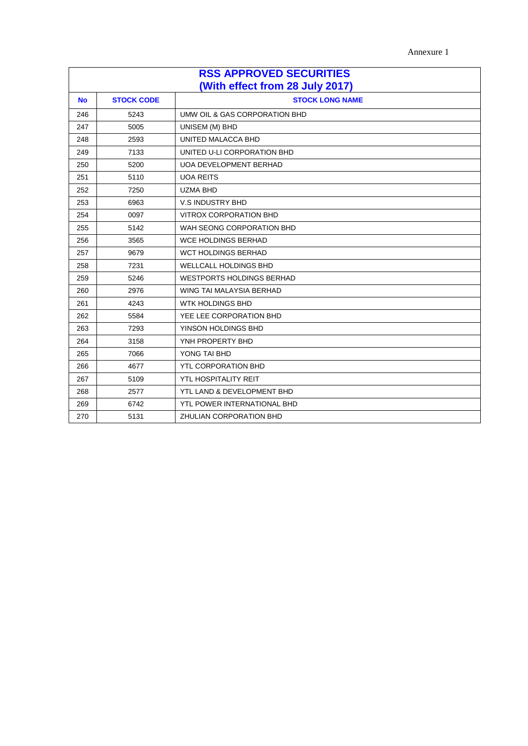Annexure 1

| RSS APPROVED SECURITIES (With effect from 28 July 2017) | | |
|---|---|---|
| **No** | **STOCK CODE** | **STOCK LONG NAME** |
| 246 | 5243 | UMW OIL & GAS CORPORATION BHD |
| 247 | 5005 | UNISEM (M) BHD |
| 248 | 2593 | UNITED MALACCA BHD |
| 249 | 7133 | UNITED U-LI CORPORATION BHD |
| 250 | 5200 | UOA DEVELOPMENT BERHAD |
| 251 | 5110 | UOA REITS |
| 252 | 7250 | UZMA BHD |
| 253 | 6963 | V.S INDUSTRY BHD |
| 254 | 0097 | VITROX CORPORATION BHD |
| 255 | 5142 | WAH SEONG CORPORATION BHD |
| 256 | 3565 | WCE HOLDINGS BERHAD |
| 257 | 9679 | WCT HOLDINGS BERHAD |
| 258 | 7231 | WELLCALL HOLDINGS BHD |
| 259 | 5246 | WESTPORTS HOLDINGS BERHAD |
| 260 | 2976 | WING TAI MALAYSIA BERHAD |
| 261 | 4243 | WTK HOLDINGS BHD |
| 262 | 5584 | YEE LEE CORPORATION BHD |
| 263 | 7293 | YINSON HOLDINGS BHD |
| 264 | 3158 | YNH PROPERTY BHD |
| 265 | 7066 | YONG TAI BHD |
| 266 | 4677 | YTL CORPORATION BHD |
| 267 | 5109 | YTL HOSPITALITY REIT |
| 268 | 2577 | YTL LAND & DEVELOPMENT BHD |
| 269 | 6742 | YTL POWER INTERNATIONAL BHD |
| 270 | 5131 | ZHULIAN CORPORATION BHD |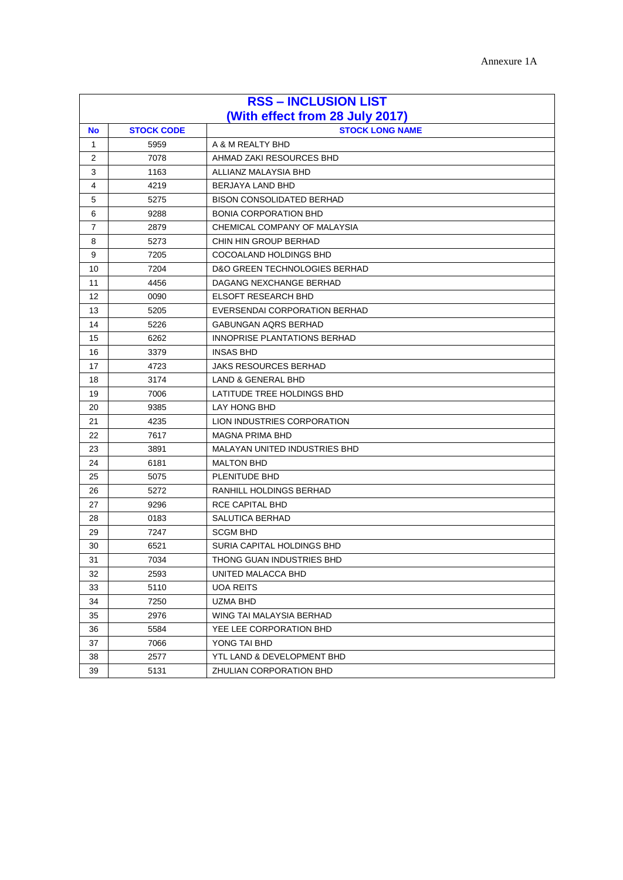Annexure 1A

| RSS – INCLUSION LIST (With effect from 28 July 2017) | | |
|---|---|---|
| **No** | **STOCK CODE** | **STOCK LONG NAME** |
| 1 | 5959 | A & M REALTY BHD |
| 2 | 7078 | AHMAD ZAKI RESOURCES BHD |
| 3 | 1163 | ALLIANZ MALAYSIA BHD |
| 4 | 4219 | BERJAYA LAND BHD |
| 5 | 5275 | BISON CONSOLIDATED BERHAD |
| 6 | 9288 | BONIA CORPORATION BHD |
| 7 | 2879 | CHEMICAL COMPANY OF MALAYSIA |
| 8 | 5273 | CHIN HIN GROUP BERHAD |
| 9 | 7205 | COCOALAND HOLDINGS BHD |
| 10 | 7204 | D&O GREEN TECHNOLOGIES BERHAD |
| 11 | 4456 | DAGANG NEXCHANGE BERHAD |
| 12 | 0090 | ELSOFT RESEARCH BHD |
| 13 | 5205 | EVERSENDAI CORPORATION BERHAD |
| 14 | 5226 | GABUNGAN AQRS BERHAD |
| 15 | 6262 | INNOPRISE PLANTATIONS BERHAD |
| 16 | 3379 | INSAS BHD |
| 17 | 4723 | JAKS RESOURCES BERHAD |
| 18 | 3174 | LAND & GENERAL BHD |
| 19 | 7006 | LATITUDE TREE HOLDINGS BHD |
| 20 | 9385 | LAY HONG BHD |
| 21 | 4235 | LION INDUSTRIES CORPORATION |
| 22 | 7617 | MAGNA PRIMA BHD |
| 23 | 3891 | MALAYAN UNITED INDUSTRIES BHD |
| 24 | 6181 | MALTON BHD |
| 25 | 5075 | PLENITUDE BHD |
| 26 | 5272 | RANHILL HOLDINGS BERHAD |
| 27 | 9296 | RCE CAPITAL BHD |
| 28 | 0183 | SALUTICA BERHAD |
| 29 | 7247 | SCGM BHD |
| 30 | 6521 | SURIA CAPITAL HOLDINGS BHD |
| 31 | 7034 | THONG GUAN INDUSTRIES BHD |
| 32 | 2593 | UNITED MALACCA BHD |
| 33 | 5110 | UOA REITS |
| 34 | 7250 | UZMA BHD |
| 35 | 2976 | WING TAI MALAYSIA BERHAD |
| 36 | 5584 | YEE LEE CORPORATION BHD |
| 37 | 7066 | YONG TAI BHD |
| 38 | 2577 | YTL LAND & DEVELOPMENT BHD |
| 39 | 5131 | ZHULIAN CORPORATION BHD |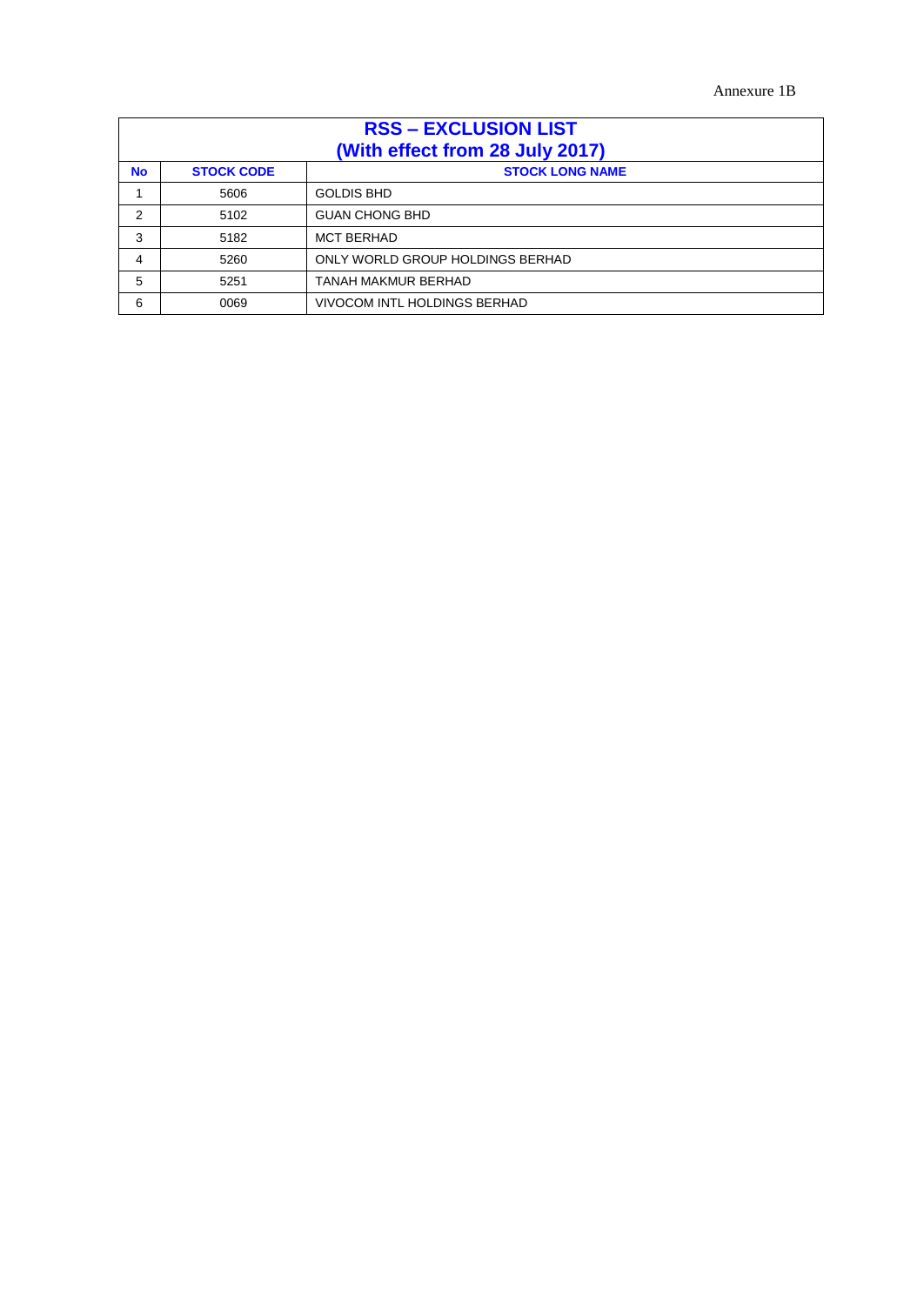Annexure 1B

| RSS – EXCLUSION LIST (With effect from 28 July 2017) | | |
|---|---|---|
| **No** | **STOCK CODE** | **STOCK LONG NAME** |
| 1 | 5606 | GOLDIS BHD |
| 2 | 5102 | GUAN CHONG BHD |
| 3 | 5182 | MCT BERHAD |
| 4 | 5260 | ONLY WORLD GROUP HOLDINGS BERHAD |
| 5 | 5251 | TANAH MAKMUR BERHAD |
| 6 | 0069 | VIVOCOM INTL HOLDINGS BERHAD |